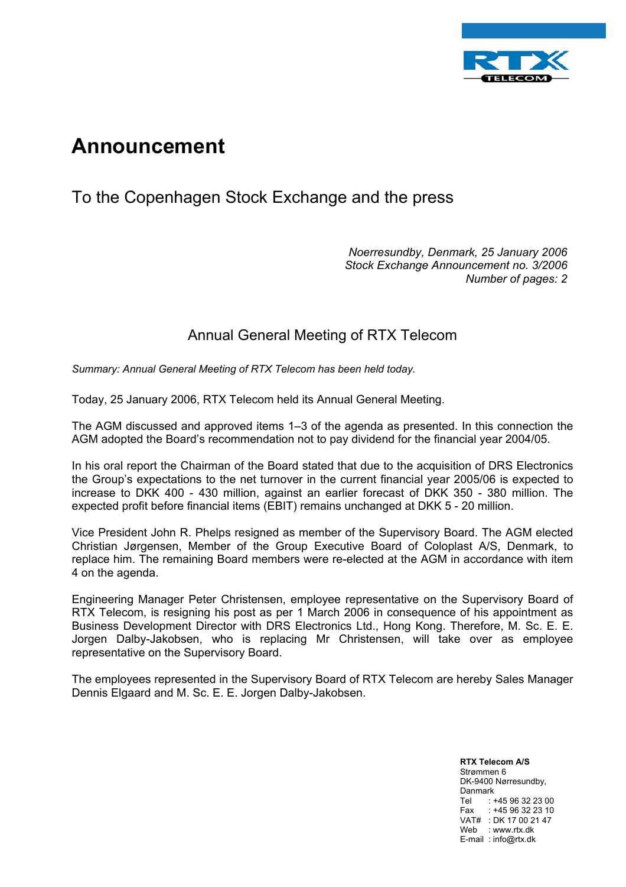# Announcement

## To the Copenhagen Stock Exchange and the press

*Noerresundby, Denmark, 25 January 2006*
*Stock Exchange Announcement no. 3/2006*
*Number of pages: 2*

### Annual General Meeting of RTX Telecom

*Summary: Annual General Meeting of RTX Telecom has been held today.*

Today, 25 January 2006, RTX Telecom held its Annual General Meeting.

The AGM discussed and approved items 1–3 of the agenda as presented. In this connection the AGM adopted the Board's recommendation not to pay dividend for the financial year 2004/05.

In his oral report the Chairman of the Board stated that due to the acquisition of DRS Electronics the Group's expectations to the net turnover in the current financial year 2005/06 is expected to increase to DKK 400 - 430 million, against an earlier forecast of DKK 350 - 380 million. The expected profit before financial items (EBIT) remains unchanged at DKK 5 - 20 million.

Vice President John R. Phelps resigned as member of the Supervisory Board. The AGM elected Christian Jørgensen, Member of the Group Executive Board of Coloplast A/S, Denmark, to replace him. The remaining Board members were re-elected at the AGM in accordance with item 4 on the agenda.

Engineering Manager Peter Christensen, employee representative on the Supervisory Board of RTX Telecom, is resigning his post as per 1 March 2006 in consequence of his appointment as Business Development Director with DRS Electronics Ltd., Hong Kong. Therefore, M. Sc. E. E. Jorgen Dalby-Jakobsen, who is replacing Mr Christensen, will take over as employee representative on the Supervisory Board.

The employees represented in the Supervisory Board of RTX Telecom are hereby Sales Manager Dennis Elgaard and M. Sc. E. E. Jorgen Dalby-Jakobsen.

**RTX Telecom A/S**
Strømmen 6
DK-9400 Nørresundby,
Danmark
Tel : +45 96 32 23 00
Fax : +45 96 32 23 10
VAT# : DK 17 00 21 47
Web : www.rtx.dk
E-mail : info@rtx.dk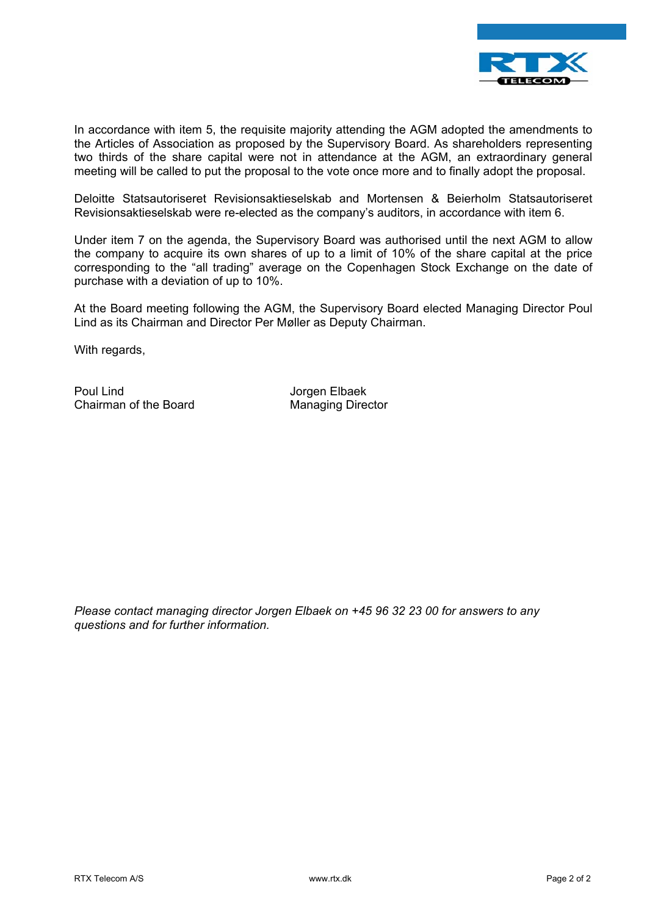In accordance with item 5, the requisite majority attending the AGM adopted the amendments to the Articles of Association as proposed by the Supervisory Board. As shareholders representing two thirds of the share capital were not in attendance at the AGM, an extraordinary general meeting will be called to put the proposal to the vote once more and to finally adopt the proposal.

Deloitte Statsautoriseret Revisionsaktieselskab and Mortensen & Beierholm Statsautoriseret Revisionsaktieselskab were re-elected as the company's auditors, in accordance with item 6.

Under item 7 on the agenda, the Supervisory Board was authorised until the next AGM to allow the company to acquire its own shares of up to a limit of 10% of the share capital at the price corresponding to the "all trading" average on the Copenhagen Stock Exchange on the date of purchase with a deviation of up to 10%.

At the Board meeting following the AGM, the Supervisory Board elected Managing Director Poul Lind as its Chairman and Director Per Møller as Deputy Chairman.

With regards,

| | |
|---|---|
| Poul Lind | Jorgen Elbaek |
| Chairman of the Board | Managing Director |

*Please contact managing director Jorgen Elbaek on +45 96 32 23 00 for answers to any questions and for further information.*